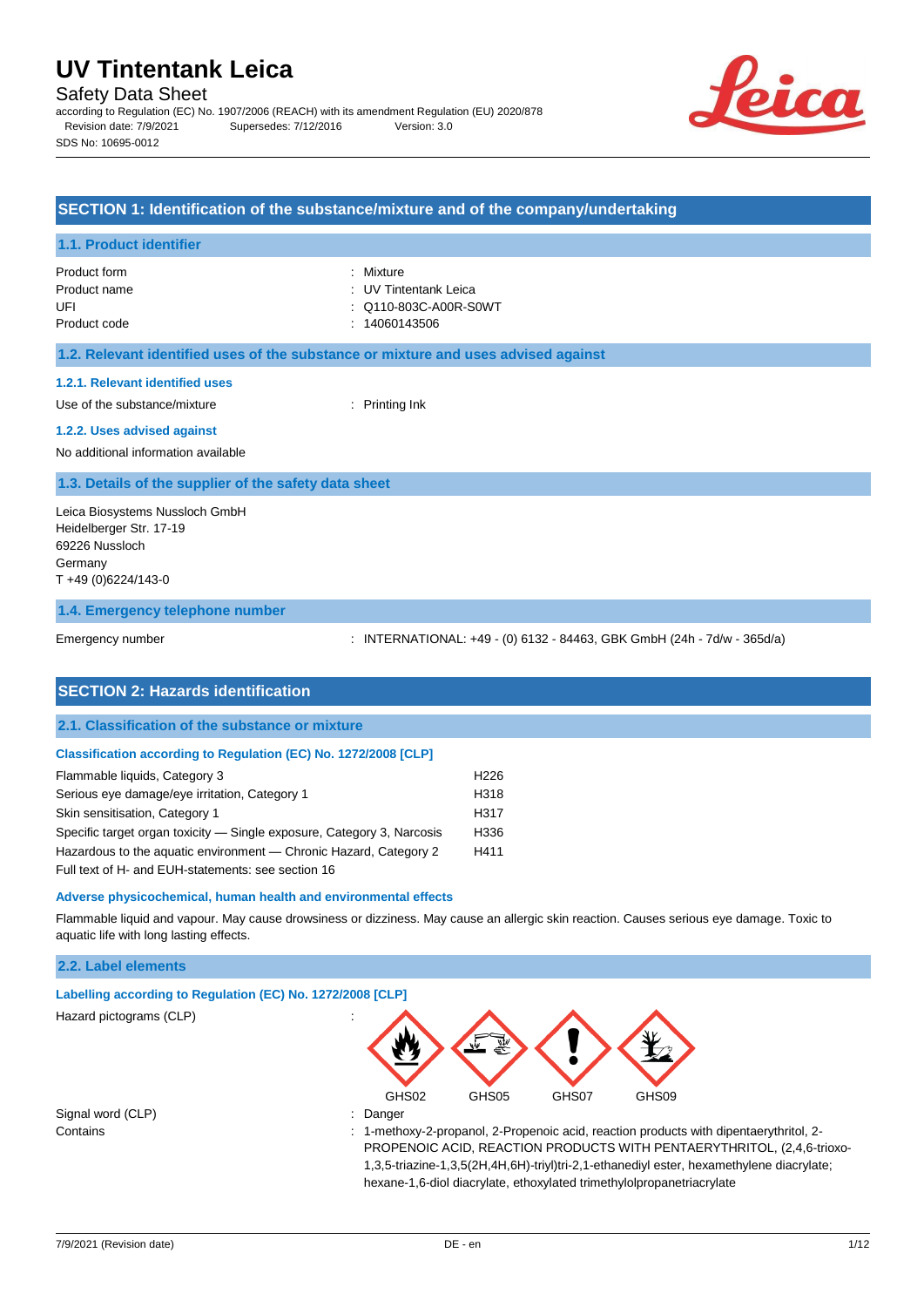# UV Tintentank Leica

Safety Data Sheet

according to Regulation (EC) No. 1907/2006 (REACH) with its amendment Regulation (EU) 2020/878

Revision date: 7/9/2021 Supersedes: 7/12/2016 Version: 3.0

SDS No: 10695-0012

## SECTION 1: Identification of the substance/mixture and of the company/undertaking

### 1.1. Product identifier

| | |
|---|---|
| Product form | : Mixture |
| Product name | : UV Tintentank Leica |
| UFI | : Q110-803C-A00R-S0WT |
| Product code | : 14060143506 |

### 1.2. Relevant identified uses of the substance or mixture and uses advised against

#### 1.2.1. Relevant identified uses

Use of the substance/mixture : Printing Ink

#### 1.2.2. Uses advised against

No additional information available

### 1.3. Details of the supplier of the safety data sheet

Leica Biosystems Nussloch GmbH
Heidelberger Str. 17-19
69226 Nussloch
Germany
T +49 (0)6224/143-0

### 1.4. Emergency telephone number

Emergency number : INTERNATIONAL: +49 - (0) 6132 - 84463, GBK GmbH (24h - 7d/w - 365d/a)

## SECTION 2: Hazards identification

### 2.1. Classification of the substance or mixture

#### Classification according to Regulation (EC) No. 1272/2008 [CLP]

| | |
|---|---|
| Flammable liquids, Category 3 | H226 |
| Serious eye damage/eye irritation, Category 1 | H318 |
| Skin sensitisation, Category 1 | H317 |
| Specific target organ toxicity — Single exposure, Category 3, Narcosis | H336 |
| Hazardous to the aquatic environment — Chronic Hazard, Category 2 | H411 |

Full text of H- and EUH-statements: see section 16

#### Adverse physicochemical, human health and environmental effects

Flammable liquid and vapour. May cause drowsiness or dizziness. May cause an allergic skin reaction. Causes serious eye damage. Toxic to aquatic life with long lasting effects.

### 2.2. Label elements

#### Labelling according to Regulation (EC) No. 1272/2008 [CLP]

Hazard pictograms (CLP) : GHS02 GHS05 GHS07 GHS09

Signal word (CLP) : Danger

Contains : 1-methoxy-2-propanol, 2-Propenoic acid, reaction products with dipentaerythritol, 2-PROPENOIC ACID, REACTION PRODUCTS WITH PENTAERYTHRITOL, (2,4,6-trioxo-1,3,5-triazine-1,3,5(2H,4H,6H)-triyl)tri-2,1-ethanediyl ester, hexamethylene diacrylate; hexane-1,6-diol diacrylate, ethoxylated trimethylolpropanetriacrylate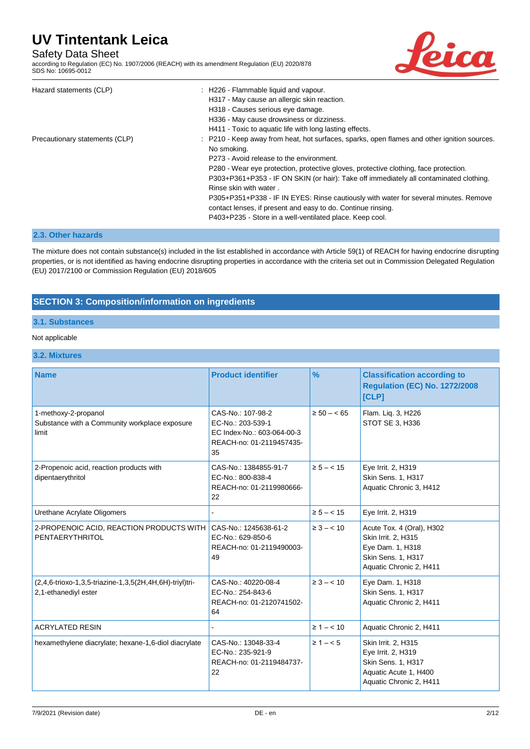| | |
|---|---|
| Hazard statements (CLP) | : H226 - Flammable liquid and vapour.<br>H317 - May cause an allergic skin reaction.<br>H318 - Causes serious eye damage.<br>H336 - May cause drowsiness or dizziness.<br>H411 - Toxic to aquatic life with long lasting effects. |
| Precautionary statements (CLP) | : P210 - Keep away from heat, hot surfaces, sparks, open flames and other ignition sources. No smoking.<br>P273 - Avoid release to the environment.<br>P280 - Wear eye protection, protective gloves, protective clothing, face protection.<br>P303+P361+P353 - IF ON SKIN (or hair): Take off immediately all contaminated clothing. Rinse skin with water .<br>P305+P351+P338 - IF IN EYES: Rinse cautiously with water for several minutes. Remove contact lenses, if present and easy to do. Continue rinsing.<br>P403+P235 - Store in a well-ventilated place. Keep cool. |

### 2.3. Other hazards

The mixture does not contain substance(s) included in the list established in accordance with Article 59(1) of REACH for having endocrine disrupting properties, or is not identified as having endocrine disrupting properties in accordance with the criteria set out in Commission Delegated Regulation (EU) 2017/2100 or Commission Regulation (EU) 2018/605

## SECTION 3: Composition/information on ingredients

### 3.1. Substances

Not applicable

### 3.2. Mixtures

| Name | Product identifier | % | Classification according to Regulation (EC) No. 1272/2008 [CLP] |
|---|---|---|---|
| 1-methoxy-2-propanol<br>Substance with a Community workplace exposure limit | CAS-No.: 107-98-2<br>EC-No.: 203-539-1<br>EC Index-No.: 603-064-00-3<br>REACH-no: 01-2119457435-35 | ≥ 50 – < 65 | Flam. Liq. 3, H226<br>STOT SE 3, H336 |
| 2-Propenoic acid, reaction products with dipentaerythritol | CAS-No.: 1384855-91-7<br>EC-No.: 800-838-4<br>REACH-no: 01-2119980666-22 | ≥ 5 – < 15 | Eye Irrit. 2, H319<br>Skin Sens. 1, H317<br>Aquatic Chronic 3, H412 |
| Urethane Acrylate Oligomers | - | ≥ 5 – < 15 | Eye Irrit. 2, H319 |
| 2-PROPENOIC ACID, REACTION PRODUCTS WITH PENTAERYTHRITOL | CAS-No.: 1245638-61-2<br>EC-No.: 629-850-6<br>REACH-no: 01-2119490003-49 | ≥ 3 – < 10 | Acute Tox. 4 (Oral), H302<br>Skin Irrit. 2, H315<br>Eye Dam. 1, H318<br>Skin Sens. 1, H317<br>Aquatic Chronic 2, H411 |
| (2,4,6-trioxo-1,3,5-triazine-1,3,5(2H,4H,6H)-triyl)tri-2,1-ethanediyl ester | CAS-No.: 40220-08-4<br>EC-No.: 254-843-6<br>REACH-no: 01-2120741502-64 | ≥ 3 – < 10 | Eye Dam. 1, H318<br>Skin Sens. 1, H317<br>Aquatic Chronic 2, H411 |
| ACRYLATED RESIN | - | ≥ 1 – < 10 | Aquatic Chronic 2, H411 |
| hexamethylene diacrylate; hexane-1,6-diol diacrylate | CAS-No.: 13048-33-4<br>EC-No.: 235-921-9<br>REACH-no: 01-2119484737-22 | ≥ 1 – < 5 | Skin Irrit. 2, H315<br>Eye Irrit. 2, H319<br>Skin Sens. 1, H317<br>Aquatic Acute 1, H400<br>Aquatic Chronic 2, H411 |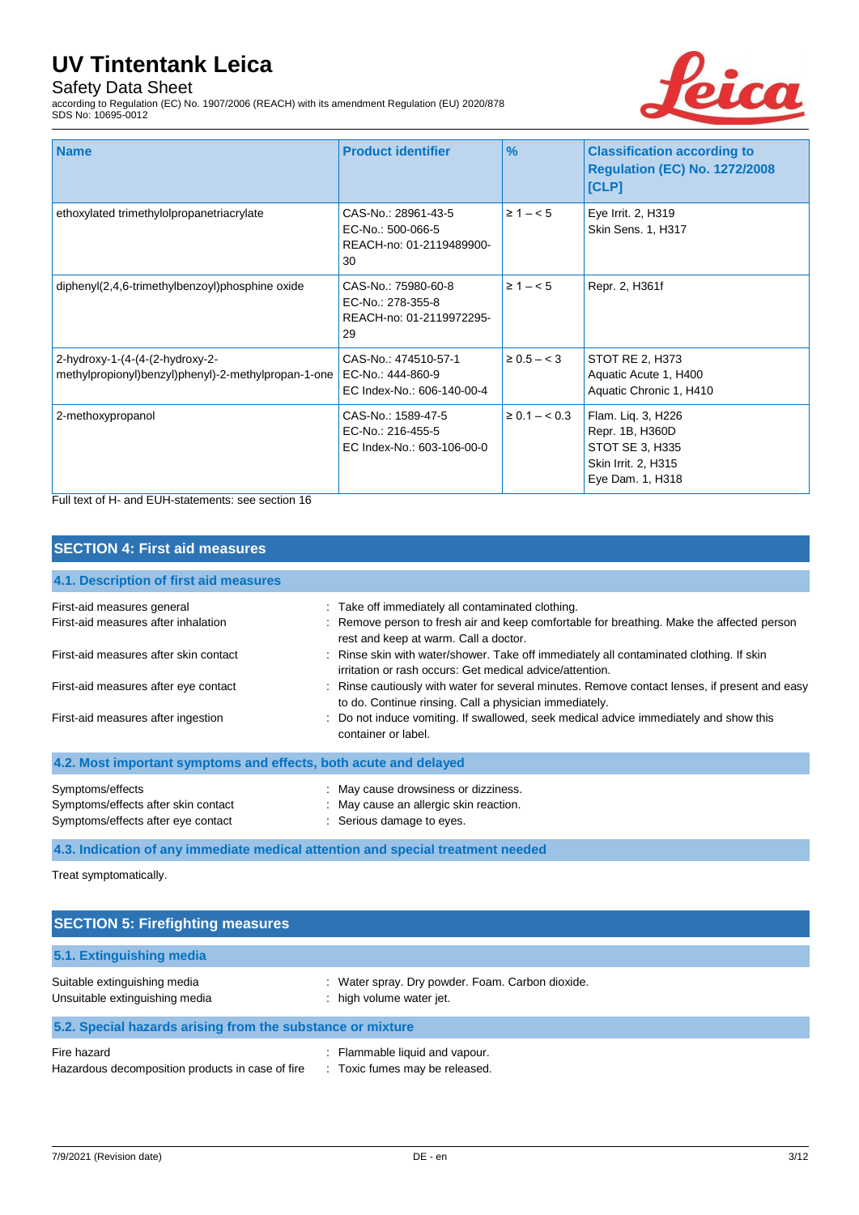| Name | Product identifier | % | Classification according to Regulation (EC) No. 1272/2008 [CLP] |
|---|---|---|---|
| ethoxylated trimethylolpropanetriacrylate | CAS-No.: 28961-43-5<br>EC-No.: 500-066-5<br>REACH-no: 01-2119489900-30 | ≥ 1 – < 5 | Eye Irrit. 2, H319<br>Skin Sens. 1, H317 |
| diphenyl(2,4,6-trimethylbenzoyl)phosphine oxide | CAS-No.: 75980-60-8<br>EC-No.: 278-355-8<br>REACH-no: 01-2119972295-29 | ≥ 1 – < 5 | Repr. 2, H361f |
| 2-hydroxy-1-(4-(4-(2-hydroxy-2-methylpropionyl)benzyl)phenyl)-2-methylpropan-1-one | CAS-No.: 474510-57-1<br>EC-No.: 444-860-9<br>EC Index-No.: 606-140-00-4 | ≥ 0.5 – < 3 | STOT RE 2, H373<br>Aquatic Acute 1, H400<br>Aquatic Chronic 1, H410 |
| 2-methoxypropanol | CAS-No.: 1589-47-5<br>EC-No.: 216-455-5<br>EC Index-No.: 603-106-00-0 | ≥ 0.1 – < 0.3 | Flam. Liq. 3, H226<br>Repr. 1B, H360D<br>STOT SE 3, H335<br>Skin Irrit. 2, H315<br>Eye Dam. 1, H318 |

Full text of H- and EUH-statements: see section 16

## SECTION 4: First aid measures

### 4.1. Description of first aid measures

First-aid measures general : Take off immediately all contaminated clothing.

First-aid measures after inhalation : Remove person to fresh air and keep comfortable for breathing. Make the affected person rest and keep at warm. Call a doctor.

First-aid measures after skin contact : Rinse skin with water/shower. Take off immediately all contaminated clothing. If skin irritation or rash occurs: Get medical advice/attention.

First-aid measures after eye contact : Rinse cautiously with water for several minutes. Remove contact lenses, if present and easy to do. Continue rinsing. Call a physician immediately.

First-aid measures after ingestion : Do not induce vomiting. If swallowed, seek medical advice immediately and show this container or label.

### 4.2. Most important symptoms and effects, both acute and delayed

Symptoms/effects : May cause drowsiness or dizziness.

Symptoms/effects after skin contact : May cause an allergic skin reaction.

Symptoms/effects after eye contact : Serious damage to eyes.

### 4.3. Indication of any immediate medical attention and special treatment needed

Treat symptomatically.

## SECTION 5: Firefighting measures

### 5.1. Extinguishing media

Suitable extinguishing media : Water spray. Dry powder. Foam. Carbon dioxide.

Unsuitable extinguishing media : high volume water jet.

### 5.2. Special hazards arising from the substance or mixture

Fire hazard : Flammable liquid and vapour.

Hazardous decomposition products in case of fire : Toxic fumes may be released.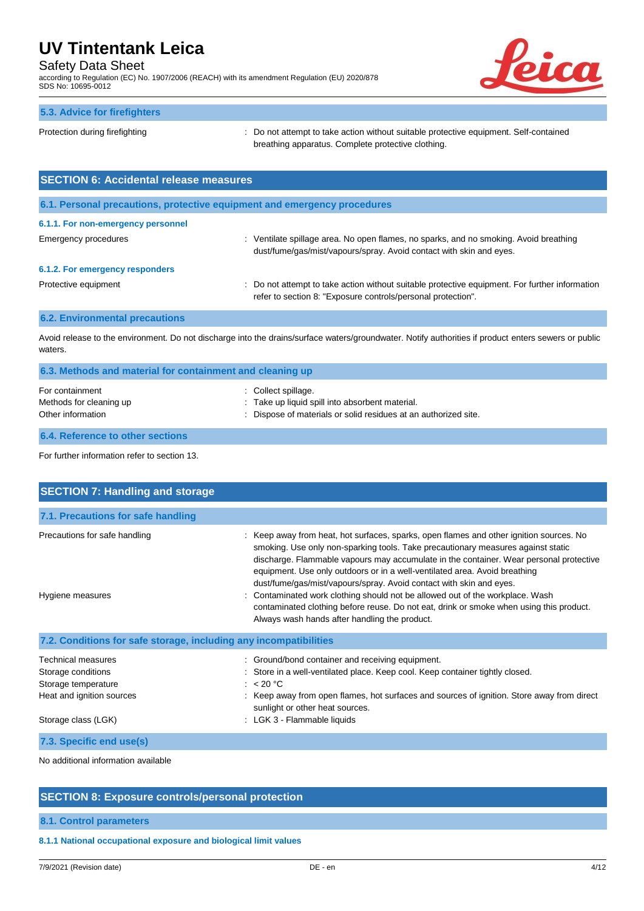### 5.3. Advice for firefighters

| | |
|---|---|
| Protection during firefighting | : Do not attempt to take action without suitable protective equipment. Self-contained breathing apparatus. Complete protective clothing. |

## SECTION 6: Accidental release measures

### 6.1. Personal precautions, protective equipment and emergency procedures

#### 6.1.1. For non-emergency personnel

| | |
|---|---|
| Emergency procedures | : Ventilate spillage area. No open flames, no sparks, and no smoking. Avoid breathing dust/fume/gas/mist/vapours/spray. Avoid contact with skin and eyes. |

#### 6.1.2. For emergency responders

| | |
|---|---|
| Protective equipment | : Do not attempt to take action without suitable protective equipment. For further information refer to section 8: "Exposure controls/personal protection". |

### 6.2. Environmental precautions

Avoid release to the environment. Do not discharge into the drains/surface waters/groundwater. Notify authorities if product enters sewers or public waters.

### 6.3. Methods and material for containment and cleaning up

| | |
|---|---|
| For containment | : Collect spillage. |
| Methods for cleaning up | : Take up liquid spill into absorbent material. |
| Other information | : Dispose of materials or solid residues at an authorized site. |

### 6.4. Reference to other sections

For further information refer to section 13.

## SECTION 7: Handling and storage

### 7.1. Precautions for safe handling

| | |
|---|---|
| Precautions for safe handling | : Keep away from heat, hot surfaces, sparks, open flames and other ignition sources. No smoking. Use only non-sparking tools. Take precautionary measures against static discharge. Flammable vapours may accumulate in the container. Wear personal protective equipment. Use only outdoors or in a well-ventilated area. Avoid breathing dust/fume/gas/mist/vapours/spray. Avoid contact with skin and eyes. |
| Hygiene measures | : Contaminated work clothing should not be allowed out of the workplace. Wash contaminated clothing before reuse. Do not eat, drink or smoke when using this product. Always wash hands after handling the product. |

### 7.2. Conditions for safe storage, including any incompatibilities

| | |
|---|---|
| Technical measures | : Ground/bond container and receiving equipment. |
| Storage conditions | : Store in a well-ventilated place. Keep cool. Keep container tightly closed. |
| Storage temperature | : < 20 °C |
| Heat and ignition sources | : Keep away from open flames, hot surfaces and sources of ignition. Store away from direct sunlight or other heat sources. |
| Storage class (LGK) | : LGK 3 - Flammable liquids |

### 7.3. Specific end use(s)

No additional information available

## SECTION 8: Exposure controls/personal protection

### 8.1. Control parameters

#### 8.1.1 National occupational exposure and biological limit values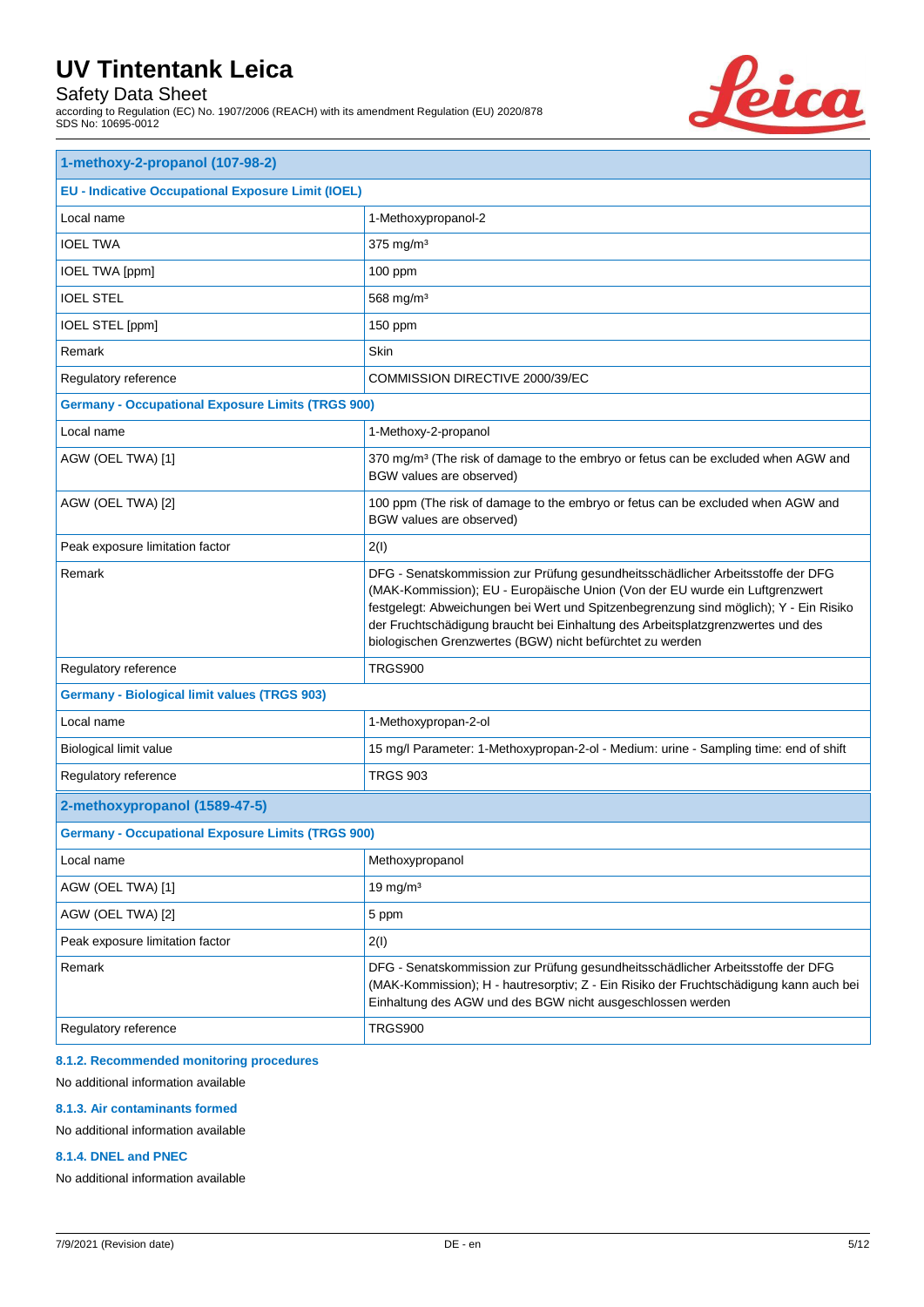| 1-methoxy-2-propanol (107-98-2) | |
|---|---|
| **EU - Indicative Occupational Exposure Limit (IOEL)** | |
| Local name | 1-Methoxypropanol-2 |
| IOEL TWA | 375 mg/m³ |
| IOEL TWA [ppm] | 100 ppm |
| IOEL STEL | 568 mg/m³ |
| IOEL STEL [ppm] | 150 ppm |
| Remark | Skin |
| Regulatory reference | COMMISSION DIRECTIVE 2000/39/EC |
| **Germany - Occupational Exposure Limits (TRGS 900)** | |
| Local name | 1-Methoxy-2-propanol |
| AGW (OEL TWA) [1] | 370 mg/m³ (The risk of damage to the embryo or fetus can be excluded when AGW and BGW values are observed) |
| AGW (OEL TWA) [2] | 100 ppm (The risk of damage to the embryo or fetus can be excluded when AGW and BGW values are observed) |
| Peak exposure limitation factor | 2(I) |
| Remark | DFG - Senatskommission zur Prüfung gesundheitsschädlicher Arbeitsstoffe der DFG (MAK-Kommission); EU - Europäische Union (Von der EU wurde ein Luftgrenzwert festgelegt: Abweichungen bei Wert und Spitzenbegrenzung sind möglich); Y - Ein Risiko der Fruchtschädigung braucht bei Einhaltung des Arbeitsplatzgrenzwertes und des biologischen Grenzwertes (BGW) nicht befürchtet zu werden |
| Regulatory reference | TRGS900 |
| **Germany - Biological limit values (TRGS 903)** | |
| Local name | 1-Methoxypropan-2-ol |
| Biological limit value | 15 mg/l Parameter: 1-Methoxypropan-2-ol - Medium: urine - Sampling time: end of shift |
| Regulatory reference | TRGS 903 |

| 2-methoxypropanol (1589-47-5) | |
|---|---|
| **Germany - Occupational Exposure Limits (TRGS 900)** | |
| Local name | Methoxypropanol |
| AGW (OEL TWA) [1] | 19 mg/m³ |
| AGW (OEL TWA) [2] | 5 ppm |
| Peak exposure limitation factor | 2(I) |
| Remark | DFG - Senatskommission zur Prüfung gesundheitsschädlicher Arbeitsstoffe der DFG (MAK-Kommission); H - hautresorptiv; Z - Ein Risiko der Fruchtschädigung kann auch bei Einhaltung des AGW und des BGW nicht ausgeschlossen werden |
| Regulatory reference | TRGS900 |

#### 8.1.2. Recommended monitoring procedures

No additional information available

#### 8.1.3. Air contaminants formed

No additional information available

#### 8.1.4. DNEL and PNEC

No additional information available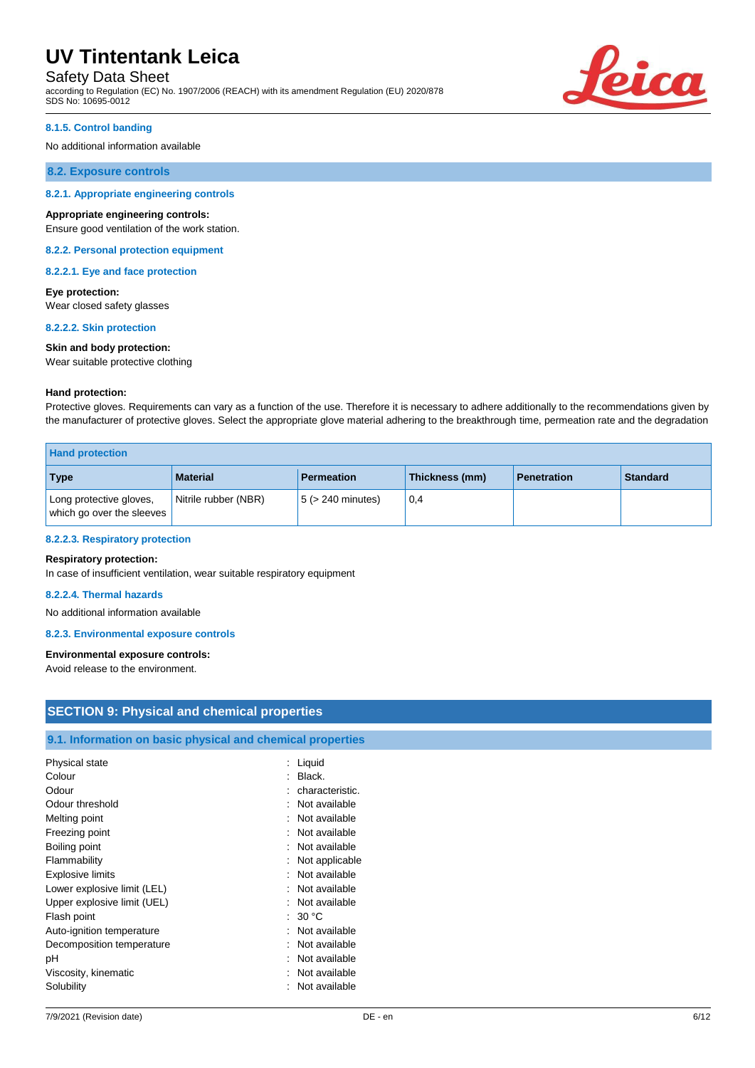#### 8.1.5. Control banding

No additional information available

### 8.2. Exposure controls

#### 8.2.1. Appropriate engineering controls

**Appropriate engineering controls:**
Ensure good ventilation of the work station.

#### 8.2.2. Personal protection equipment

##### 8.2.2.1. Eye and face protection

**Eye protection:**
Wear closed safety glasses

##### 8.2.2.2. Skin protection

**Skin and body protection:**
Wear suitable protective clothing

**Hand protection:**
Protective gloves. Requirements can vary as a function of the use. Therefore it is necessary to adhere additionally to the recommendations given by the manufacturer of protective gloves. Select the appropriate glove material adhering to the breakthrough time, permeation rate and the degradation

| Hand protection | | | | | |
|---|---|---|---|---|---|
| **Type** | **Material** | **Permeation** | **Thickness (mm)** | **Penetration** | **Standard** |
| Long protective gloves, which go over the sleeves | Nitrile rubber (NBR) | 5 (> 240 minutes) | 0,4 | | |

##### 8.2.2.3. Respiratory protection

**Respiratory protection:**
In case of insufficient ventilation, wear suitable respiratory equipment

##### 8.2.2.4. Thermal hazards

No additional information available

#### 8.2.3. Environmental exposure controls

**Environmental exposure controls:**
Avoid release to the environment.

## SECTION 9: Physical and chemical properties

### 9.1. Information on basic physical and chemical properties

| | |
|---|---|
| Physical state | : Liquid |
| Colour | : Black. |
| Odour | : characteristic. |
| Odour threshold | : Not available |
| Melting point | : Not available |
| Freezing point | : Not available |
| Boiling point | : Not available |
| Flammability | : Not applicable |
| Explosive limits | : Not available |
| Lower explosive limit (LEL) | : Not available |
| Upper explosive limit (UEL) | : Not available |
| Flash point | : 30 °C |
| Auto-ignition temperature | : Not available |
| Decomposition temperature | : Not available |
| pH | : Not available |
| Viscosity, kinematic | : Not available |
| Solubility | : Not available |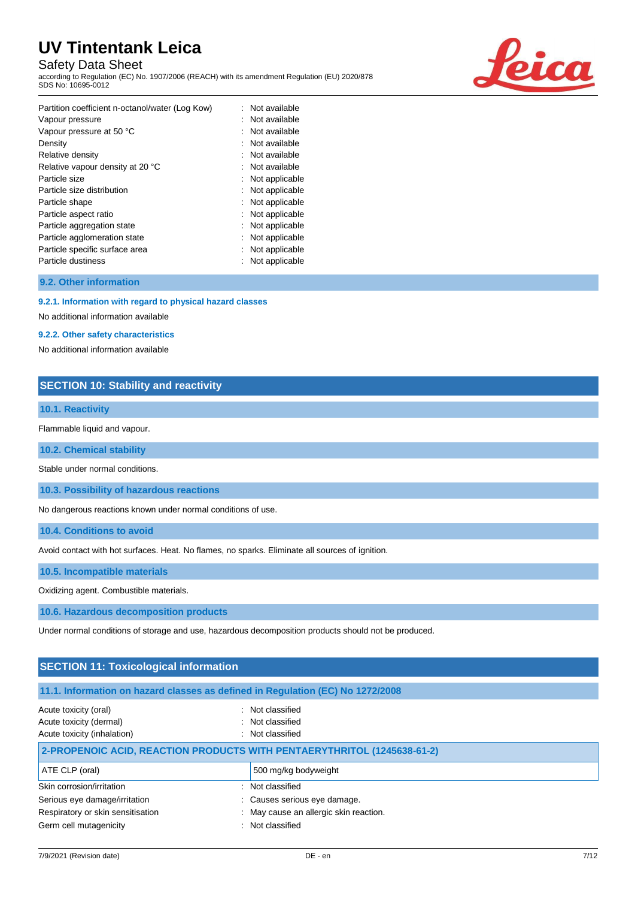| | |
|---|---|
| Partition coefficient n-octanol/water (Log Kow) | : Not available |
| Vapour pressure | : Not available |
| Vapour pressure at 50 °C | : Not available |
| Density | : Not available |
| Relative density | : Not available |
| Relative vapour density at 20 °C | : Not available |
| Particle size | : Not applicable |
| Particle size distribution | : Not applicable |
| Particle shape | : Not applicable |
| Particle aspect ratio | : Not applicable |
| Particle aggregation state | : Not applicable |
| Particle agglomeration state | : Not applicable |
| Particle specific surface area | : Not applicable |
| Particle dustiness | : Not applicable |

### 9.2. Other information

#### 9.2.1. Information with regard to physical hazard classes

No additional information available

#### 9.2.2. Other safety characteristics

No additional information available

## SECTION 10: Stability and reactivity

### 10.1. Reactivity

Flammable liquid and vapour.

### 10.2. Chemical stability

Stable under normal conditions.

### 10.3. Possibility of hazardous reactions

No dangerous reactions known under normal conditions of use.

### 10.4. Conditions to avoid

Avoid contact with hot surfaces. Heat. No flames, no sparks. Eliminate all sources of ignition.

### 10.5. Incompatible materials

Oxidizing agent. Combustible materials.

### 10.6. Hazardous decomposition products

Under normal conditions of storage and use, hazardous decomposition products should not be produced.

## SECTION 11: Toxicological information

### 11.1. Information on hazard classes as defined in Regulation (EC) No 1272/2008

| | |
|---|---|
| Acute toxicity (oral) | : Not classified |
| Acute toxicity (dermal) | : Not classified |
| Acute toxicity (inhalation) | : Not classified |

| 2-PROPENOIC ACID, REACTION PRODUCTS WITH PENTAERYTHRITOL (1245638-61-2) | |
|---|---|
| ATE CLP (oral) | 500 mg/kg bodyweight |

| | |
|---|---|
| Skin corrosion/irritation | : Not classified |
| Serious eye damage/irritation | : Causes serious eye damage. |
| Respiratory or skin sensitisation | : May cause an allergic skin reaction. |
| Germ cell mutagenicity | : Not classified |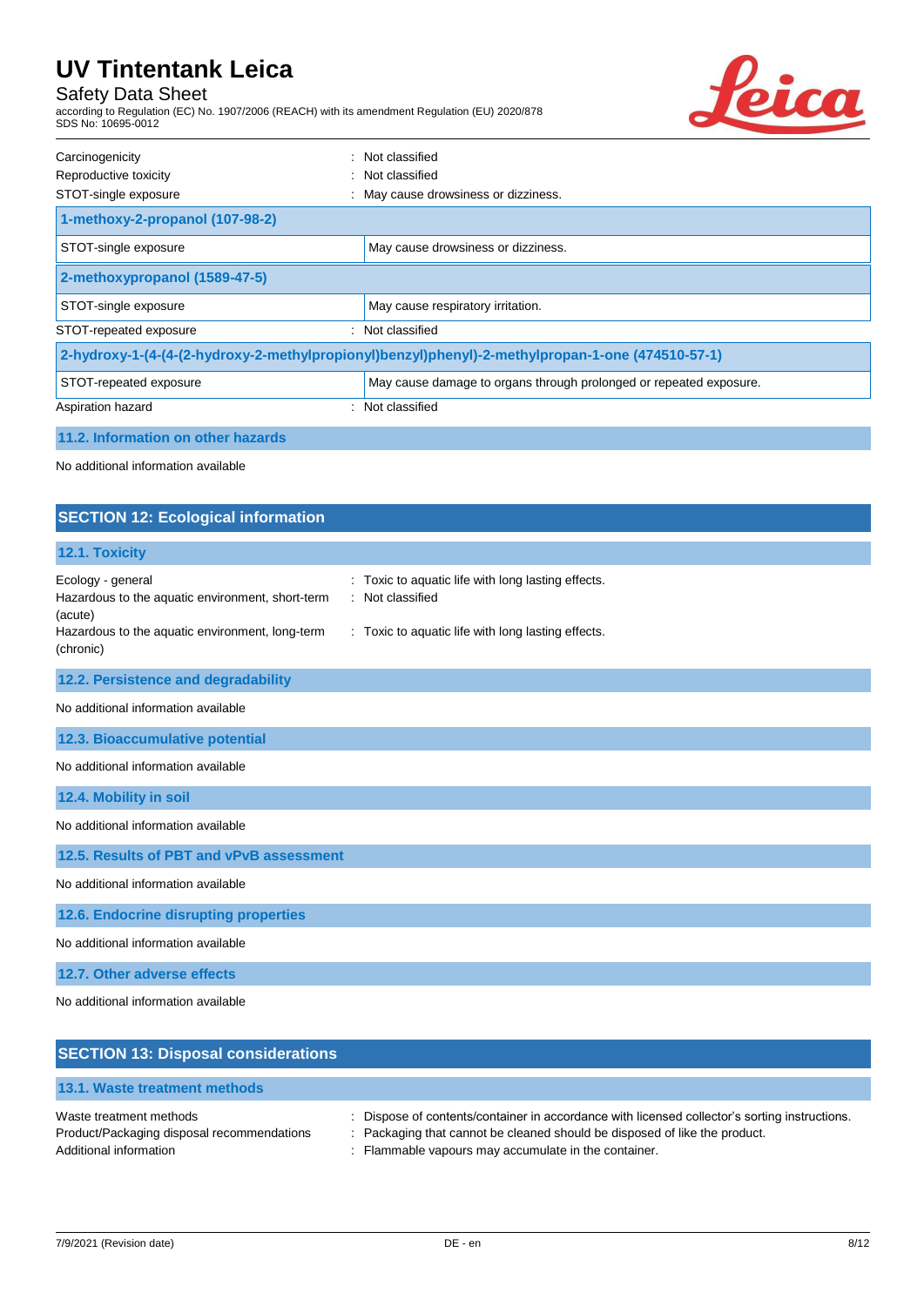Carcinogenicity : Not classified

Reproductive toxicity : Not classified

STOT-single exposure : May cause drowsiness or dizziness.

| 1-methoxy-2-propanol (107-98-2) | |
|---|---|
| STOT-single exposure | May cause drowsiness or dizziness. |

| 2-methoxypropanol (1589-47-5) | |
|---|---|
| STOT-single exposure | May cause respiratory irritation. |

STOT-repeated exposure : Not classified

| 2-hydroxy-1-(4-(4-(2-hydroxy-2-methylpropionyl)benzyl)phenyl)-2-methylpropan-1-one (474510-57-1) | |
|---|---|
| STOT-repeated exposure | May cause damage to organs through prolonged or repeated exposure. |

Aspiration hazard : Not classified

### 11.2. Information on other hazards

No additional information available

## SECTION 12: Ecological information

### 12.1. Toxicity

Ecology - general : Toxic to aquatic life with long lasting effects.

Hazardous to the aquatic environment, short-term (acute) : Not classified

Hazardous to the aquatic environment, long-term (chronic) : Toxic to aquatic life with long lasting effects.

### 12.2. Persistence and degradability

No additional information available

### 12.3. Bioaccumulative potential

No additional information available

### 12.4. Mobility in soil

No additional information available

### 12.5. Results of PBT and vPvB assessment

No additional information available

### 12.6. Endocrine disrupting properties

No additional information available

### 12.7. Other adverse effects

No additional information available

## SECTION 13: Disposal considerations

### 13.1. Waste treatment methods

Waste treatment methods : Dispose of contents/container in accordance with licensed collector's sorting instructions.

Product/Packaging disposal recommendations : Packaging that cannot be cleaned should be disposed of like the product.

Additional information : Flammable vapours may accumulate in the container.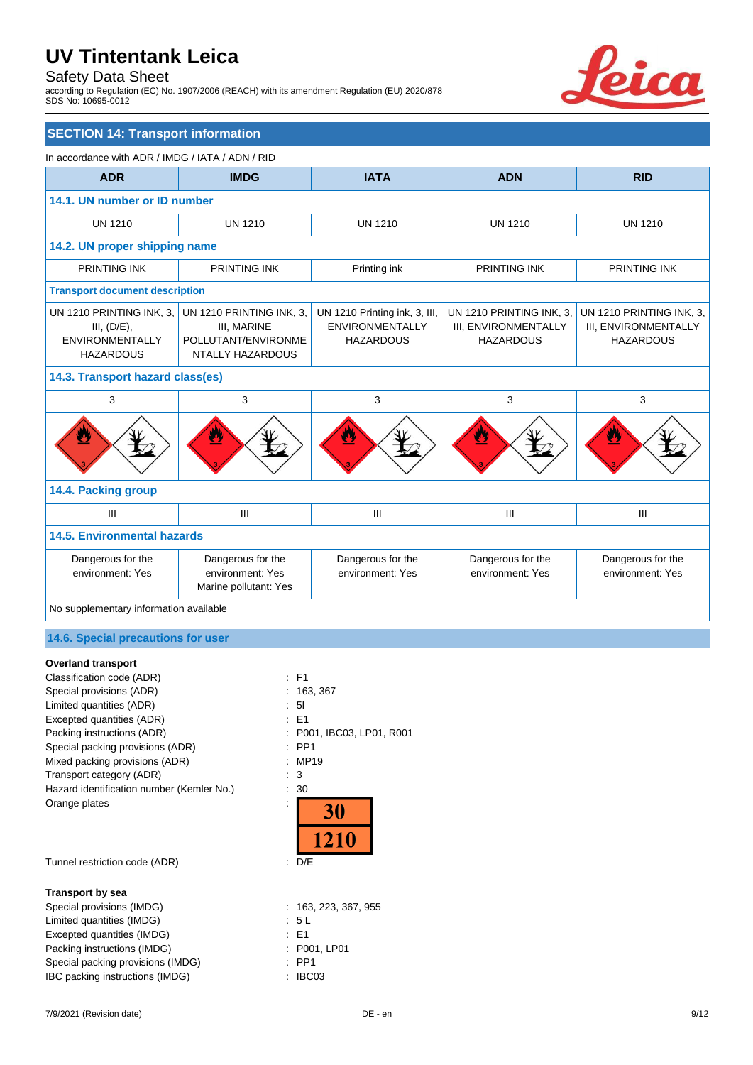## SECTION 14: Transport information

In accordance with ADR / IMDG / IATA / ADN / RID

| ADR | IMDG | IATA | ADN | RID |
|---|---|---|---|---|
| **14.1. UN number or ID number** | | | | |
| UN 1210 | UN 1210 | UN 1210 | UN 1210 | UN 1210 |
| **14.2. UN proper shipping name** | | | | |
| PRINTING INK | PRINTING INK | Printing ink | PRINTING INK | PRINTING INK |
| **Transport document description** | | | | |
| UN 1210 PRINTING INK, 3, III, (D/E), ENVIRONMENTALLY HAZARDOUS | UN 1210 PRINTING INK, 3, III, MARINE POLLUTANT/ENVIRONMENTALLY HAZARDOUS | UN 1210 Printing ink, 3, III, ENVIRONMENTALLY HAZARDOUS | UN 1210 PRINTING INK, 3, III, ENVIRONMENTALLY HAZARDOUS | UN 1210 PRINTING INK, 3, III, ENVIRONMENTALLY HAZARDOUS |
| **14.3. Transport hazard class(es)** | | | | |
| 3 | 3 | 3 | 3 | 3 |
| **14.4. Packing group** | | | | |
| III | III | III | III | III |
| **14.5. Environmental hazards** | | | | |
| Dangerous for the environment: Yes | Dangerous for the environment: Yes<br>Marine pollutant: Yes | Dangerous for the environment: Yes | Dangerous for the environment: Yes | Dangerous for the environment: Yes |

No supplementary information available

### 14.6. Special precautions for user

**Overland transport**

Classification code (ADR) : F1
Special provisions (ADR) : 163, 367
Limited quantities (ADR) : 5l
Excepted quantities (ADR) : E1
Packing instructions (ADR) : P001, IBC03, LP01, R001
Special packing provisions (ADR) : PP1
Mixed packing provisions (ADR) : MP19
Transport category (ADR) : 3
Hazard identification number (Kemler No.) : 30
Orange plates : 30 / 1210
Tunnel restriction code (ADR) : D/E

**Transport by sea**

Special provisions (IMDG) : 163, 223, 367, 955
Limited quantities (IMDG) : 5 L
Excepted quantities (IMDG) : E1
Packing instructions (IMDG) : P001, LP01
Special packing provisions (IMDG) : PP1
IBC packing instructions (IMDG) : IBC03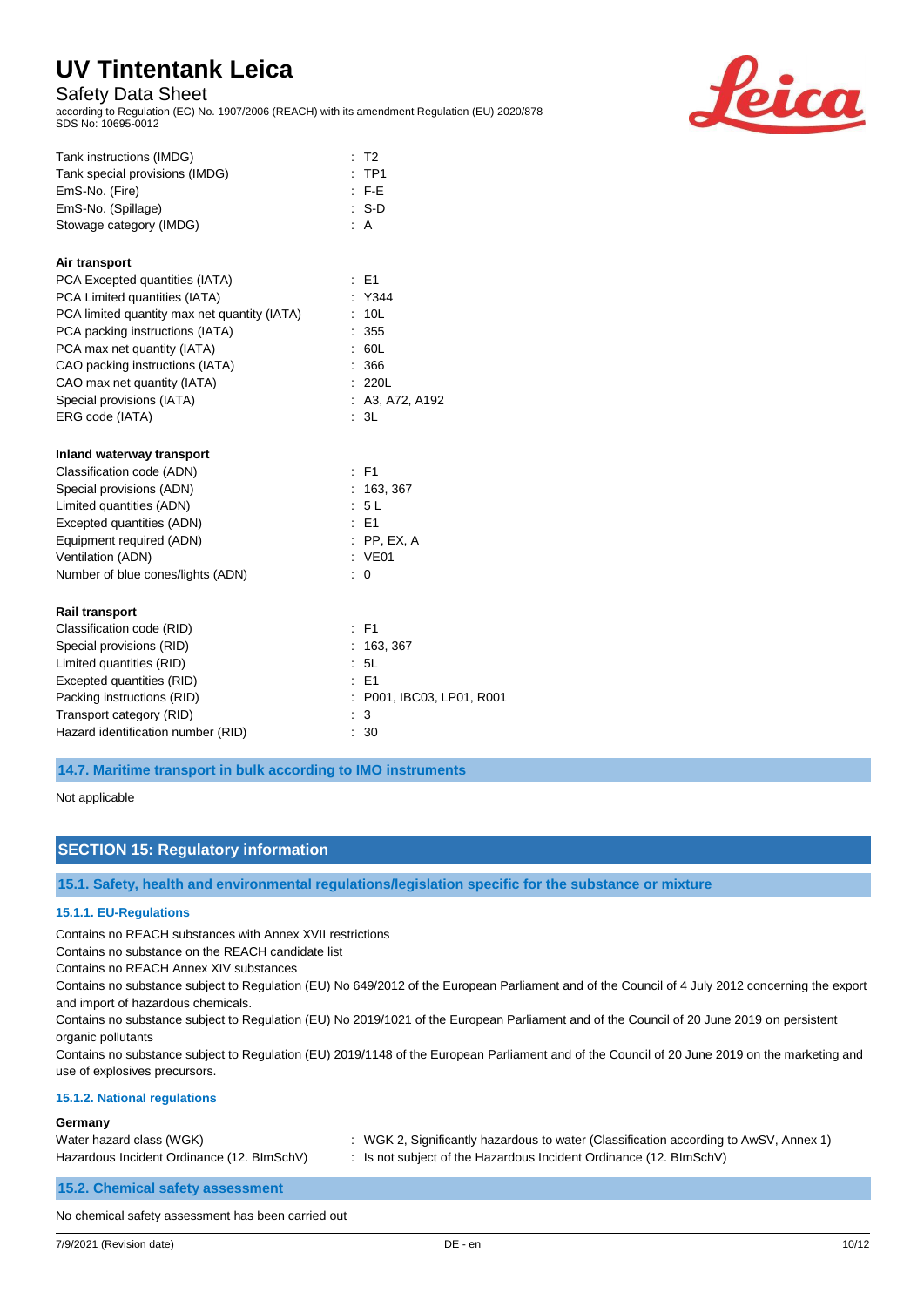| | |
|---|---|
| Tank instructions (IMDG) | : T2 |
| Tank special provisions (IMDG) | : TP1 |
| EmS-No. (Fire) | : F-E |
| EmS-No. (Spillage) | : S-D |
| Stowage category (IMDG) | : A |

**Air transport**

| | |
|---|---|
| PCA Excepted quantities (IATA) | : E1 |
| PCA Limited quantities (IATA) | : Y344 |
| PCA limited quantity max net quantity (IATA) | : 10L |
| PCA packing instructions (IATA) | : 355 |
| PCA max net quantity (IATA) | : 60L |
| CAO packing instructions (IATA) | : 366 |
| CAO max net quantity (IATA) | : 220L |
| Special provisions (IATA) | : A3, A72, A192 |
| ERG code (IATA) | : 3L |

**Inland waterway transport**

| | |
|---|---|
| Classification code (ADN) | : F1 |
| Special provisions (ADN) | : 163, 367 |
| Limited quantities (ADN) | : 5 L |
| Excepted quantities (ADN) | : E1 |
| Equipment required (ADN) | : PP, EX, A |
| Ventilation (ADN) | : VE01 |
| Number of blue cones/lights (ADN) | : 0 |

**Rail transport**

| | |
|---|---|
| Classification code (RID) | : F1 |
| Special provisions (RID) | : 163, 367 |
| Limited quantities (RID) | : 5L |
| Excepted quantities (RID) | : E1 |
| Packing instructions (RID) | : P001, IBC03, LP01, R001 |
| Transport category (RID) | : 3 |
| Hazard identification number (RID) | : 30 |

### 14.7. Maritime transport in bulk according to IMO instruments

Not applicable

## SECTION 15: Regulatory information

### 15.1. Safety, health and environmental regulations/legislation specific for the substance or mixture

#### 15.1.1. EU-Regulations

Contains no REACH substances with Annex XVII restrictions

Contains no substance on the REACH candidate list

Contains no REACH Annex XIV substances

Contains no substance subject to Regulation (EU) No 649/2012 of the European Parliament and of the Council of 4 July 2012 concerning the export and import of hazardous chemicals.

Contains no substance subject to Regulation (EU) No 2019/1021 of the European Parliament and of the Council of 20 June 2019 on persistent organic pollutants

Contains no substance subject to Regulation (EU) 2019/1148 of the European Parliament and of the Council of 20 June 2019 on the marketing and use of explosives precursors.

#### 15.1.2. National regulations

**Germany**

| | |
|---|---|
| Water hazard class (WGK) | : WGK 2, Significantly hazardous to water (Classification according to AwSV, Annex 1) |
| Hazardous Incident Ordinance (12. BImSchV) | : Is not subject of the Hazardous Incident Ordinance (12. BImSchV) |

### 15.2. Chemical safety assessment

No chemical safety assessment has been carried out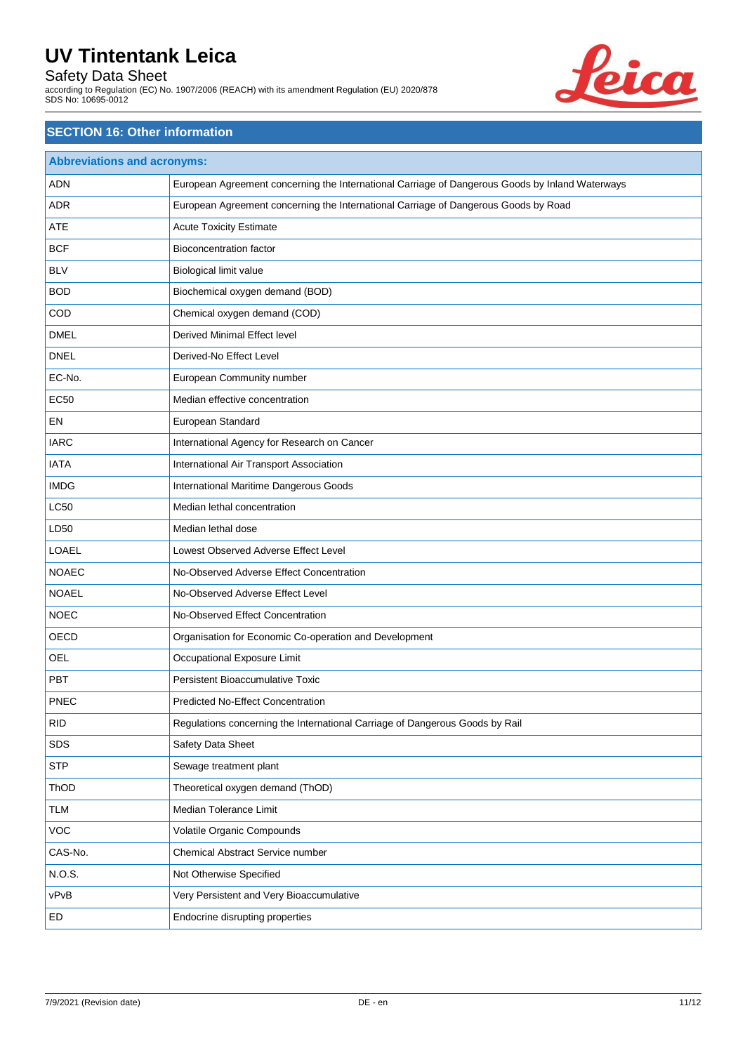## SECTION 16: Other information

| Abbreviations and acronyms: | |
|---|---|
| ADN | European Agreement concerning the International Carriage of Dangerous Goods by Inland Waterways |
| ADR | European Agreement concerning the International Carriage of Dangerous Goods by Road |
| ATE | Acute Toxicity Estimate |
| BCF | Bioconcentration factor |
| BLV | Biological limit value |
| BOD | Biochemical oxygen demand (BOD) |
| COD | Chemical oxygen demand (COD) |
| DMEL | Derived Minimal Effect level |
| DNEL | Derived-No Effect Level |
| EC-No. | European Community number |
| EC50 | Median effective concentration |
| EN | European Standard |
| IARC | International Agency for Research on Cancer |
| IATA | International Air Transport Association |
| IMDG | International Maritime Dangerous Goods |
| LC50 | Median lethal concentration |
| LD50 | Median lethal dose |
| LOAEL | Lowest Observed Adverse Effect Level |
| NOAEC | No-Observed Adverse Effect Concentration |
| NOAEL | No-Observed Adverse Effect Level |
| NOEC | No-Observed Effect Concentration |
| OECD | Organisation for Economic Co-operation and Development |
| OEL | Occupational Exposure Limit |
| PBT | Persistent Bioaccumulative Toxic |
| PNEC | Predicted No-Effect Concentration |
| RID | Regulations concerning the International Carriage of Dangerous Goods by Rail |
| SDS | Safety Data Sheet |
| STP | Sewage treatment plant |
| ThOD | Theoretical oxygen demand (ThOD) |
| TLM | Median Tolerance Limit |
| VOC | Volatile Organic Compounds |
| CAS-No. | Chemical Abstract Service number |
| N.O.S. | Not Otherwise Specified |
| vPvB | Very Persistent and Very Bioaccumulative |
| ED | Endocrine disrupting properties |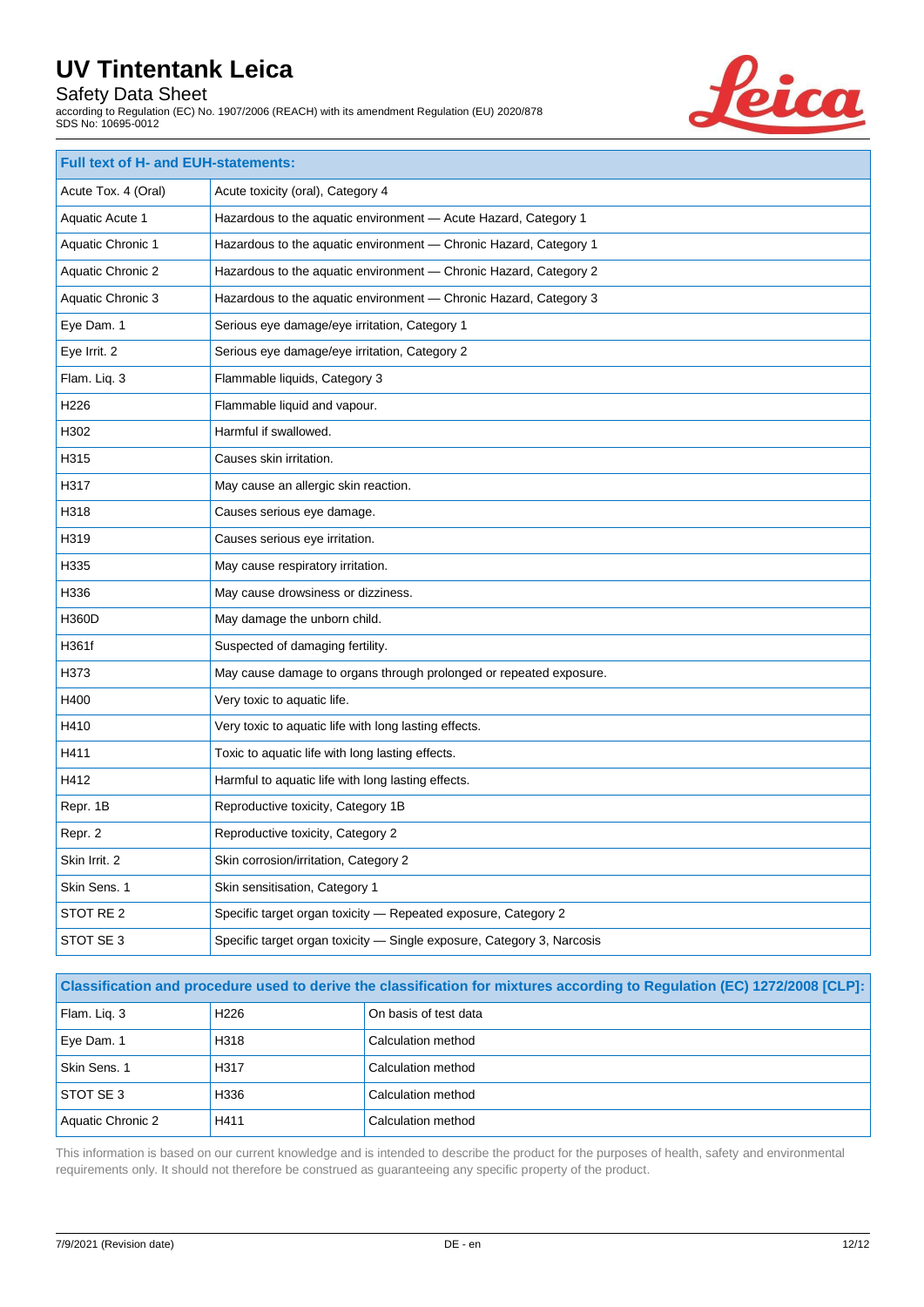| Full text of H- and EUH-statements: | |
| --- | --- |
| Acute Tox. 4 (Oral) | Acute toxicity (oral), Category 4 |
| Aquatic Acute 1 | Hazardous to the aquatic environment — Acute Hazard, Category 1 |
| Aquatic Chronic 1 | Hazardous to the aquatic environment — Chronic Hazard, Category 1 |
| Aquatic Chronic 2 | Hazardous to the aquatic environment — Chronic Hazard, Category 2 |
| Aquatic Chronic 3 | Hazardous to the aquatic environment — Chronic Hazard, Category 3 |
| Eye Dam. 1 | Serious eye damage/eye irritation, Category 1 |
| Eye Irrit. 2 | Serious eye damage/eye irritation, Category 2 |
| Flam. Liq. 3 | Flammable liquids, Category 3 |
| H226 | Flammable liquid and vapour. |
| H302 | Harmful if swallowed. |
| H315 | Causes skin irritation. |
| H317 | May cause an allergic skin reaction. |
| H318 | Causes serious eye damage. |
| H319 | Causes serious eye irritation. |
| H335 | May cause respiratory irritation. |
| H336 | May cause drowsiness or dizziness. |
| H360D | May damage the unborn child. |
| H361f | Suspected of damaging fertility. |
| H373 | May cause damage to organs through prolonged or repeated exposure. |
| H400 | Very toxic to aquatic life. |
| H410 | Very toxic to aquatic life with long lasting effects. |
| H411 | Toxic to aquatic life with long lasting effects. |
| H412 | Harmful to aquatic life with long lasting effects. |
| Repr. 1B | Reproductive toxicity, Category 1B |
| Repr. 2 | Reproductive toxicity, Category 2 |
| Skin Irrit. 2 | Skin corrosion/irritation, Category 2 |
| Skin Sens. 1 | Skin sensitisation, Category 1 |
| STOT RE 2 | Specific target organ toxicity — Repeated exposure, Category 2 |
| STOT SE 3 | Specific target organ toxicity — Single exposure, Category 3, Narcosis |

| Classification and procedure used to derive the classification for mixtures according to Regulation (EC) 1272/2008 [CLP]: | | |
| --- | --- | --- |
| Flam. Liq. 3 | H226 | On basis of test data |
| Eye Dam. 1 | H318 | Calculation method |
| Skin Sens. 1 | H317 | Calculation method |
| STOT SE 3 | H336 | Calculation method |
| Aquatic Chronic 2 | H411 | Calculation method |

This information is based on our current knowledge and is intended to describe the product for the purposes of health, safety and environmental requirements only. It should not therefore be construed as guaranteeing any specific property of the product.